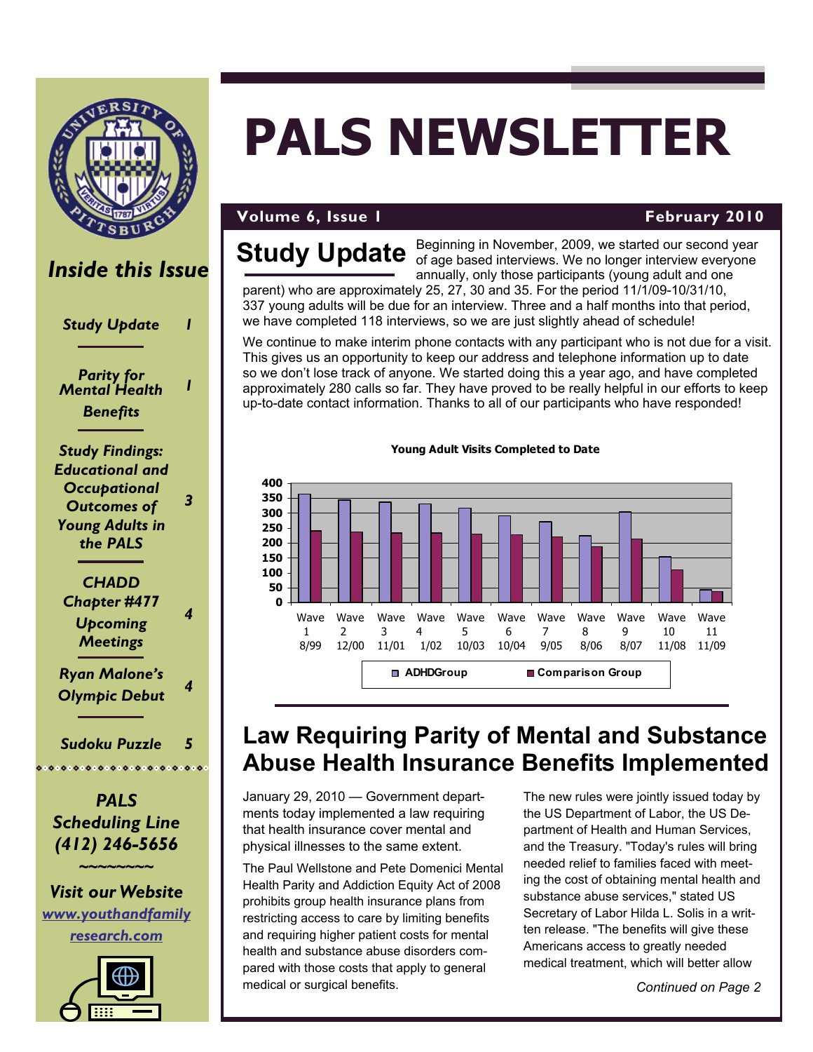# PALS NEWSLETTER

**Volume 6, Issue 1** | **February 2010**

## Inside this Issue

| | |
|---|---|
| *Study Update* | 1 |
| *Parity for Mental Health Benefits* | 1 |
| *Study Findings: Educational and Occupational Outcomes of Young Adults in the PALS* | 3 |
| *CHADD Chapter #477 Upcoming Meetings* | 4 |
| *Ryan Malone's Olympic Debut* | 4 |
| *Sudoku Puzzle* | 5 |

**PALS Scheduling Line (412) 246-5656**

~~~~~~~~

**Visit our Website** [www.youthandfamilyresearch.com](www.youthandfamilyresearch.com)

## Study Update

Beginning in November, 2009, we started our second year of age based interviews. We no longer interview everyone annually, only those participants (young adult and one parent) who are approximately 25, 27, 30 and 35. For the period 11/1/09-10/31/10, 337 young adults will be due for an interview. Three and a half months into that period, we have completed 118 interviews, so we are just slightly ahead of schedule!

We continue to make interim phone contacts with any participant who is not due for a visit. This gives us an opportunity to keep our address and telephone information up to date so we don't lose track of anyone. We started doing this a year ago, and have completed approximately 280 calls so far. They have proved to be really helpful in our efforts to keep up-to-date contact information. Thanks to all of our participants who have responded!

**Young Adult Visits Completed to Date**

| Wave | ADHD Group | Comparison Group |
|---|---|---|
| Wave 1 8/99 | ~363 | ~240 |
| Wave 2 12/00 | ~345 | ~237 |
| Wave 3 11/01 | ~338 | ~233 |
| Wave 4 1/02 | ~330 | ~233 |
| Wave 5 10/03 | ~316 | ~229 |
| Wave 6 10/04 | ~290 | ~227 |
| Wave 7 9/05 | ~270 | ~220 |
| Wave 8 8/06 | ~224 | ~187 |
| Wave 9 8/07 | ~303 | ~212 |
| Wave 10 11/08 | ~153 | ~110 |
| Wave 11 11/09 | ~43 | ~37 |

## Law Requiring Parity of Mental and Substance Abuse Health Insurance Benefits Implemented

January 29, 2010 — Government departments today implemented a law requiring that health insurance cover mental and physical illnesses to the same extent.

The Paul Wellstone and Pete Domenici Mental Health Parity and Addiction Equity Act of 2008 prohibits group health insurance plans from restricting access to care by limiting benefits and requiring higher patient costs for mental health and substance abuse disorders compared with those costs that apply to general medical or surgical benefits.

The new rules were jointly issued today by the US Department of Labor, the US Department of Health and Human Services, and the Treasury. "Today's rules will bring needed relief to families faced with meeting the cost of obtaining mental health and substance abuse services," stated US Secretary of Labor Hilda L. Solis in a written release. "The benefits will give these Americans access to greatly needed medical treatment, which will better allow

*Continued on Page 2*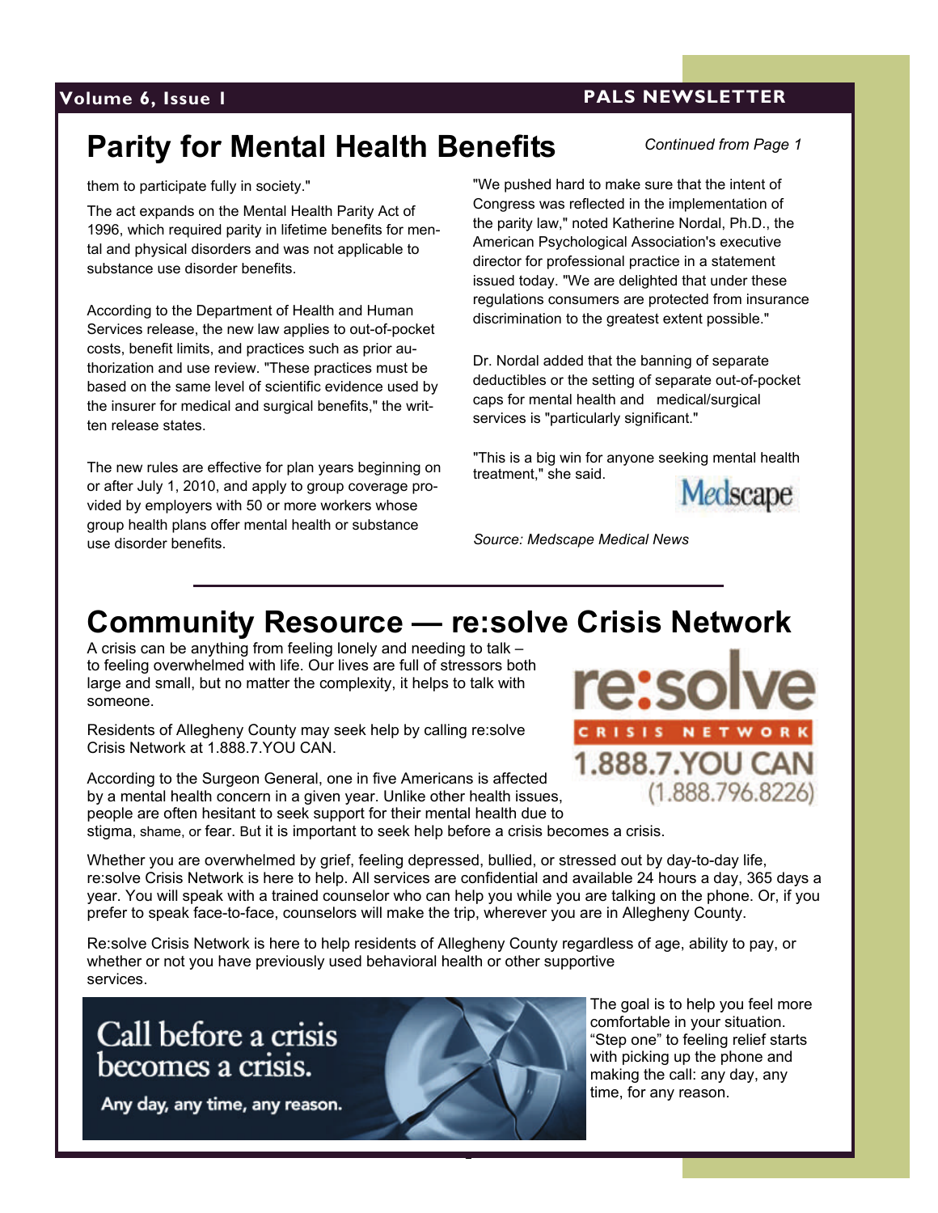## Parity for Mental Health Benefits

*Continued from Page 1*

them to participate fully in society."

The act expands on the Mental Health Parity Act of 1996, which required parity in lifetime benefits for mental and physical disorders and was not applicable to substance use disorder benefits.

According to the Department of Health and Human Services release, the new law applies to out-of-pocket costs, benefit limits, and practices such as prior authorization and use review. "These practices must be based on the same level of scientific evidence used by the insurer for medical and surgical benefits," the written release states.

The new rules are effective for plan years beginning on or after July 1, 2010, and apply to group coverage provided by employers with 50 or more workers whose group health plans offer mental health or substance use disorder benefits.

"We pushed hard to make sure that the intent of Congress was reflected in the implementation of the parity law," noted Katherine Nordal, Ph.D., the American Psychological Association's executive director for professional practice in a statement issued today. "We are delighted that under these regulations consumers are protected from insurance discrimination to the greatest extent possible."

Dr. Nordal added that the banning of separate deductibles or the setting of separate out-of-pocket caps for mental health and medical/surgical services is "particularly significant."

"This is a big win for anyone seeking mental health treatment," she said.

Medscape

*Source: Medscape Medical News*

---

## Community Resource — re:solve Crisis Network

A crisis can be anything from feeling lonely and needing to talk – to feeling overwhelmed with life. Our lives are full of stressors both large and small, but no matter the complexity, it helps to talk with someone.

Residents of Allegheny County may seek help by calling re:solve Crisis Network at 1.888.7.YOU CAN.

re:solve
CRISIS NETWORK
1.888.7.YOU CAN
(1.888.796.8226)

According to the Surgeon General, one in five Americans is affected by a mental health concern in a given year. Unlike other health issues, people are often hesitant to seek support for their mental health due to stigma, shame, or fear. But it is important to seek help before a crisis becomes a crisis.

Whether you are overwhelmed by grief, feeling depressed, bullied, or stressed out by day-to-day life, re:solve Crisis Network is here to help. All services are confidential and available 24 hours a day, 365 days a year. You will speak with a trained counselor who can help you while you are talking on the phone. Or, if you prefer to speak face-to-face, counselors will make the trip, wherever you are in Allegheny County.

Re:solve Crisis Network is here to help residents of Allegheny County regardless of age, ability to pay, or whether or not you have previously used behavioral health or other supportive services.

Call before a crisis becomes a crisis.

Any day, any time, any reason.

The goal is to help you feel more comfortable in your situation. "Step one" to feeling relief starts with picking up the phone and making the call: any day, any time, for any reason.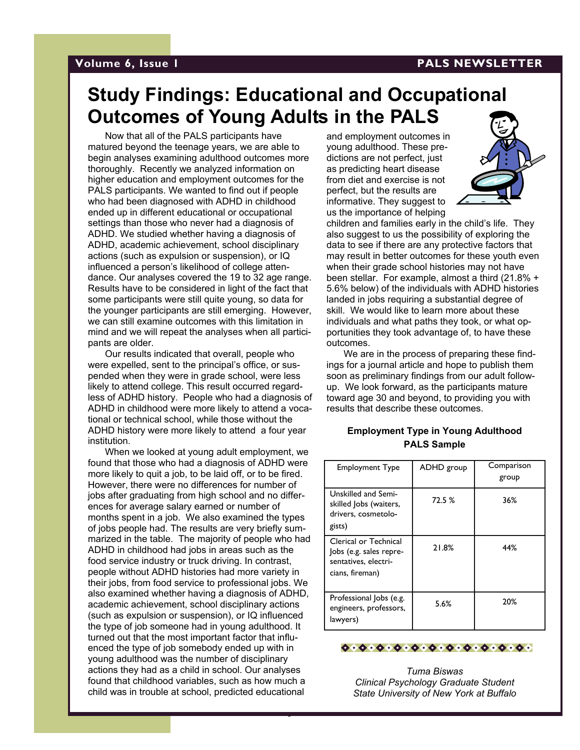# Study Findings: Educational and Occupational Outcomes of Young Adults in the PALS

Now that all of the PALS participants have matured beyond the teenage years, we are able to begin analyses examining adulthood outcomes more thoroughly. Recently we analyzed information on higher education and employment outcomes for the PALS participants. We wanted to find out if people who had been diagnosed with ADHD in childhood ended up in different educational or occupational settings than those who never had a diagnosis of ADHD. We studied whether having a diagnosis of ADHD, academic achievement, school disciplinary actions (such as expulsion or suspension), or IQ influenced a person's likelihood of college attendance. Our analyses covered the 19 to 32 age range. Results have to be considered in light of the fact that some participants were still quite young, so data for the younger participants are still emerging. However, we can still examine outcomes with this limitation in mind and we will repeat the analyses when all participants are older.

Our results indicated that overall, people who were expelled, sent to the principal's office, or suspended when they were in grade school, were less likely to attend college. This result occurred regardless of ADHD history. People who had a diagnosis of ADHD in childhood were more likely to attend a vocational or technical school, while those without the ADHD history were more likely to attend a four year institution.

When we looked at young adult employment, we found that those who had a diagnosis of ADHD were more likely to quit a job, to be laid off, or to be fired. However, there were no differences for number of jobs after graduating from high school and no differences for average salary earned or number of months spent in a job. We also examined the types of jobs people had. The results are very briefly summarized in the table. The majority of people who had ADHD in childhood had jobs in areas such as the food service industry or truck driving. In contrast, people without ADHD histories had more variety in their jobs, from food service to professional jobs. We also examined whether having a diagnosis of ADHD, academic achievement, school disciplinary actions (such as expulsion or suspension), or IQ influenced the type of job someone had in young adulthood. It turned out that the most important factor that influenced the type of job somebody ended up with in young adulthood was the number of disciplinary actions they had as a child in school. Our analyses found that childhood variables, such as how much a child was in trouble at school, predicted educational and employment outcomes in young adulthood. These predictions are not perfect, just as predicting heart disease from diet and exercise is not perfect, but the results are informative. They suggest to us the importance of helping children and families early in the child's life. They also suggest to us the possibility of exploring the data to see if there are any protective factors that may result in better outcomes for these youth even when their grade school histories may not have been stellar. For example, almost a third (21.8% + 5.6% below) of the individuals with ADHD histories landed in jobs requiring a substantial degree of skill. We would like to learn more about these individuals and what paths they took, or what opportunities they took advantage of, to have these outcomes.

We are in the process of preparing these findings for a journal article and hope to publish them soon as preliminary findings from our adult follow-up. We look forward, as the participants mature toward age 30 and beyond, to providing you with results that describe these outcomes.

**Employment Type in Young Adulthood PALS Sample**

| Employment Type | ADHD group | Comparison group |
|---|---|---|
| Unskilled and Semi-skilled Jobs (waiters, drivers, cosmetologists) | 72.5 % | 36% |
| Clerical or Technical Jobs (e.g. sales representatives, electricians, fireman) | 21.8% | 44% |
| Professional Jobs (e.g. engineers, professors, lawyers) | 5.6% | 20% |

*Tuma Biswas*
*Clinical Psychology Graduate Student*
*State University of New York at Buffalo*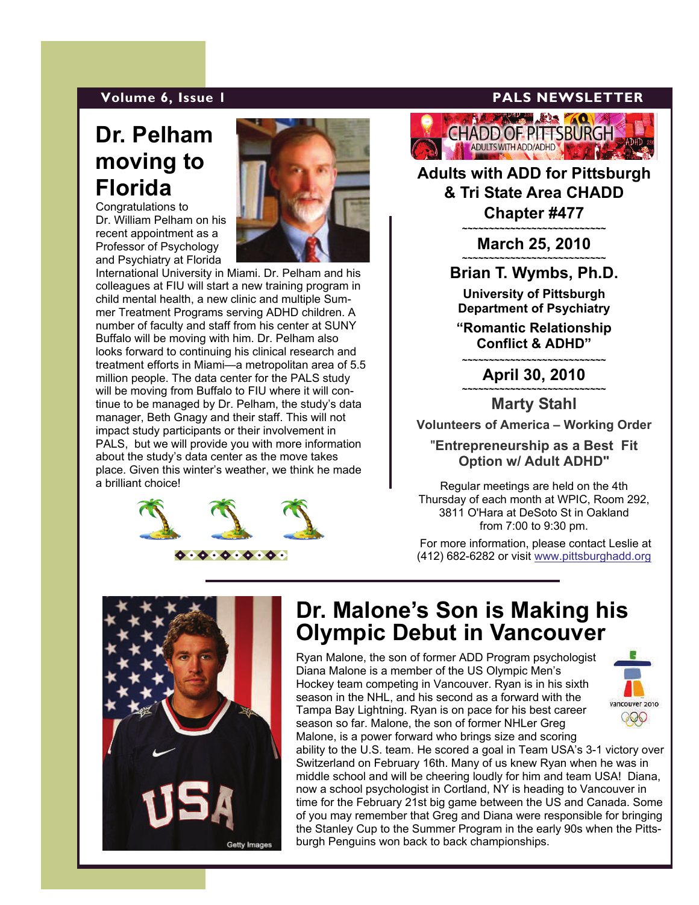# Dr. Pelham moving to Florida

Congratulations to Dr. William Pelham on his recent appointment as a Professor of Psychology and Psychiatry at Florida International University in Miami. Dr. Pelham and his colleagues at FIU will start a new training program in child mental health, a new clinic and multiple Summer Treatment Programs serving ADHD children. A number of faculty and staff from his center at SUNY Buffalo will be moving with him. Dr. Pelham also looks forward to continuing his clinical research and treatment efforts in Miami—a metropolitan area of 5.5 million people. The data center for the PALS study will be moving from Buffalo to FIU where it will continue to be managed by Dr. Pelham, the study's data manager, Beth Gnagy and their staff. This will not impact study participants or their involvement in PALS, but we will provide you with more information about the study's data center as the move takes place. Given this winter's weather, we think he made a brilliant choice!

## Adults with ADD for Pittsburgh & Tri State Area CHADD Chapter #477

~~~~~~~~~~~~~~~~~~~~~~~~~~~~~~

**March 25, 2010**

~~~~~~~~~~~~~~~~~~~~~~~~~~~~~~

**Brian T. Wymbs, Ph.D.**

**University of Pittsburgh Department of Psychiatry**

**"Romantic Relationship Conflict & ADHD"**

~~~~~~~~~~~~~~~~~~~~~~~~~~~~~~

**April 30, 2010**

~~~~~~~~~~~~~~~~~~~~~~~~~~~~~~

**Marty Stahl**

**Volunteers of America – Working Order**

**"Entrepreneurship as a Best Fit Option w/ Adult ADHD"**

Regular meetings are held on the 4th Thursday of each month at WPIC, Room 292, 3811 O'Hara at DeSoto St in Oakland from 7:00 to 9:30 pm.

For more information, please contact Leslie at (412) 682-6282 or visit www.pittsburghadd.org

# Dr. Malone's Son is Making his Olympic Debut in Vancouver

Ryan Malone, the son of former ADD Program psychologist Diana Malone is a member of the US Olympic Men's Hockey team competing in Vancouver. Ryan is in his sixth season in the NHL, and his second as a forward with the Tampa Bay Lightning. Ryan is on pace for his best career season so far. Malone, the son of former NHLer Greg Malone, is a power forward who brings size and scoring ability to the U.S. team. He scored a goal in Team USA's 3-1 victory over Switzerland on February 16th. Many of us knew Ryan when he was in middle school and will be cheering loudly for him and team USA! Diana, now a school psychologist in Cortland, NY is heading to Vancouver in time for the February 21st big game between the US and Canada. Some of you may remember that Greg and Diana were responsible for bringing the Stanley Cup to the Summer Program in the early 90s when the Pittsburgh Penguins won back to back championships.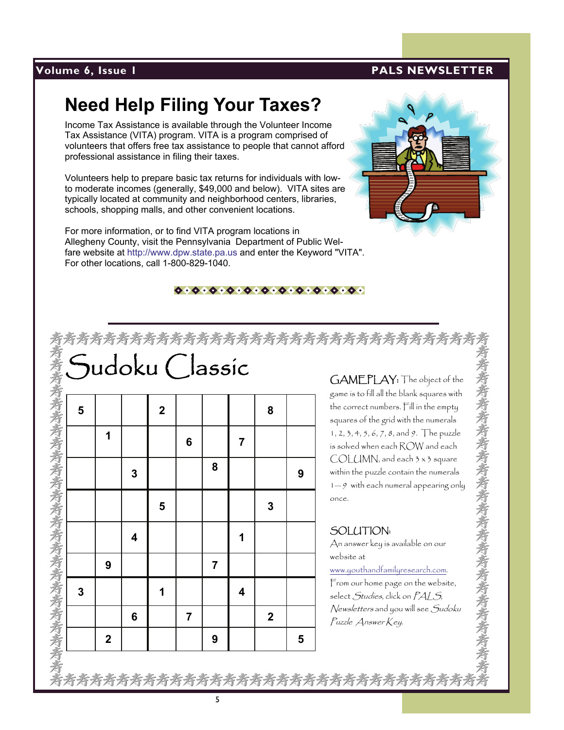## Need Help Filing Your Taxes?

Income Tax Assistance is available through the Volunteer Income Tax Assistance (VITA) program. VITA is a program comprised of volunteers that offers free tax assistance to people that cannot afford professional assistance in filing their taxes.

Volunteers help to prepare basic tax returns for individuals with low-to moderate incomes (generally, $49,000 and below). VITA sites are typically located at community and neighborhood centers, libraries, schools, shopping malls, and other convenient locations.

For more information, or to find VITA program locations in Allegheny County, visit the Pennsylvania Department of Public Welfare website at http://www.dpw.state.pa.us and enter the Keyword "VITA". For other locations, call 1-800-829-1040.

## Sudoku Classic

| | | | | | | | | |
|---|---|---|---|---|---|---|---|---|
| 5 | | | 2 | | | | 8 | |
| | 1 | | | 6 | | 7 | | |
| | | 3 | | | 8 | | | 9 |
| | | | 5 | | | | 3 | |
| | | 4 | | | | 1 | | |
| | 9 | | | | 7 | | | |
| 3 | | | 1 | | | 4 | | |
| | | 6 | | 7 | | | 2 | |
| | 2 | | | 9 | | | | 5 |

GAMEPLAY: The object of the game is to fill all the blank squares with the correct numbers. Fill in the empty squares of the grid with the numerals 1, 2, 3, 4, 5, 6, 7, 8, and 9. The puzzle is solved when each ROW and each COLUMN, and each 3 x 3 square within the puzzle contain the numerals 1—9 with each numeral appearing only once.

SOLUTION:
An answer key is available on our website at www.youthandfamilyresearch.com. From our home page on the website, select *Studies*, click on *PALS*, *Newsletters* and you will see *Sudoku Puzzle Answer Key*.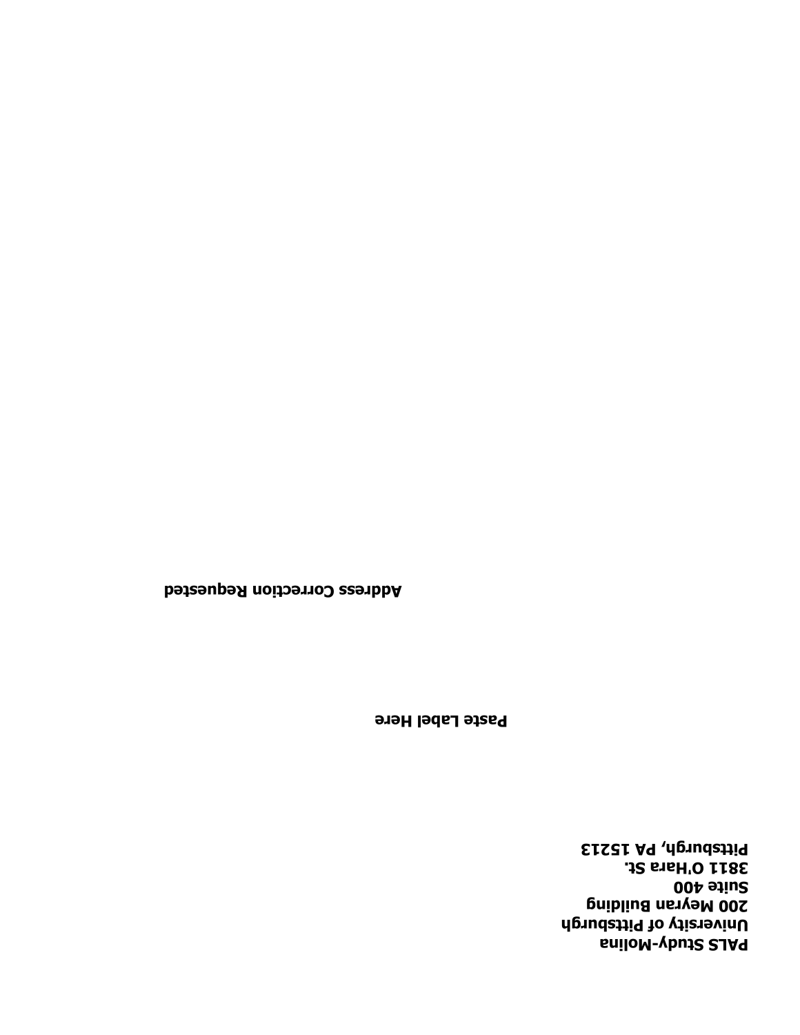PALS Study-Molina
University of Pittsburgh
200 Meyran Building
Suite 400
3811 O'Hara St.
Pittsburgh, PA 15213

Paste Label Here

Address Correction Requested